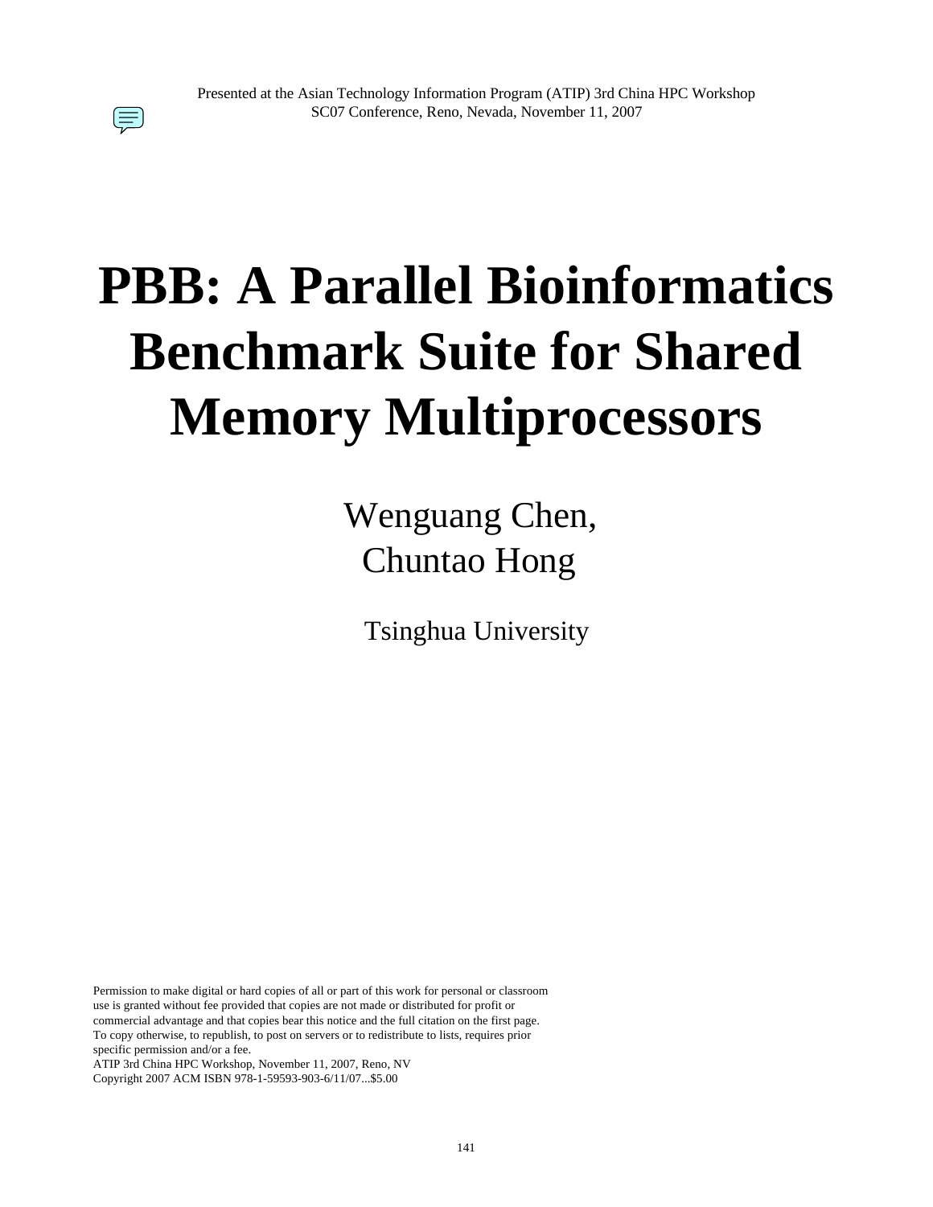Presented at the Asian Technology Information Program (ATIP) 3rd China HPC Workshop
SC07 Conference, Reno, Nevada, November 11, 2007

# PBB: A Parallel Bioinformatics Benchmark Suite for Shared Memory Multiprocessors

Wenguang Chen,
Chuntao Hong

Tsinghua University

Permission to make digital or hard copies of all or part of this work for personal or classroom use is granted without fee provided that copies are not made or distributed for profit or commercial advantage and that copies bear this notice and the full citation on the first page. To copy otherwise, to republish, to post on servers or to redistribute to lists, requires prior specific permission and/or a fee.
ATIP 3rd China HPC Workshop, November 11, 2007, Reno, NV
Copyright 2007 ACM ISBN 978-1-59593-903-6/11/07...$5.00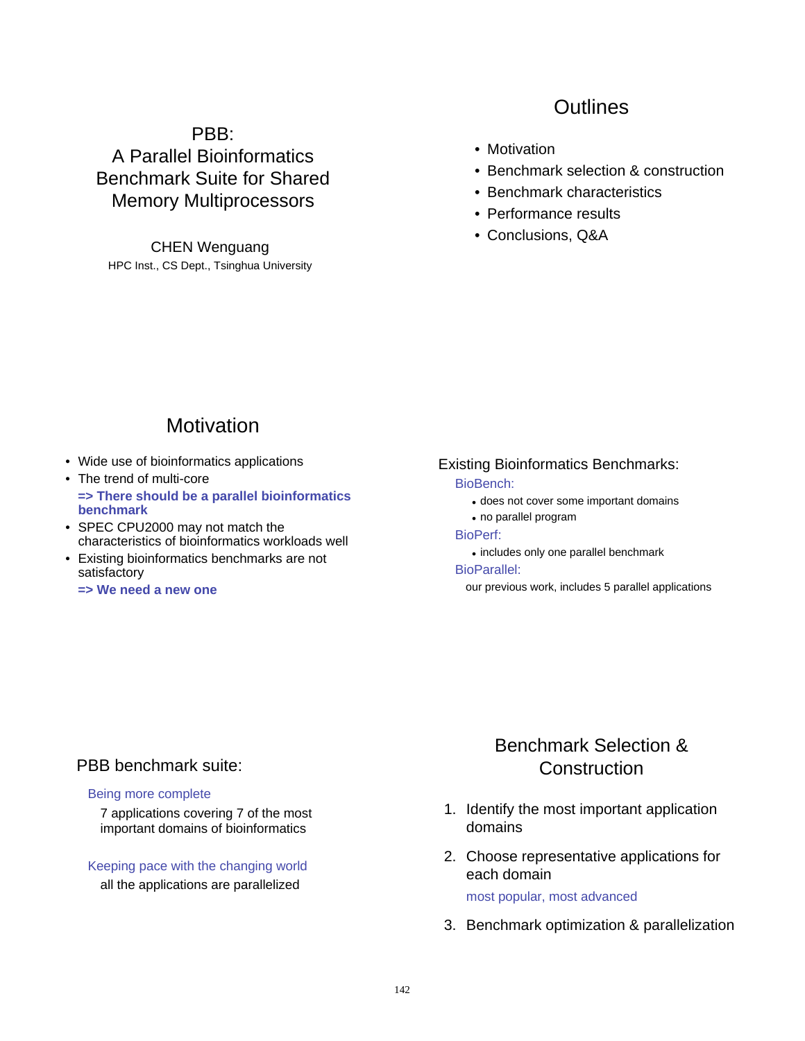# PBB: A Parallel Bioinformatics Benchmark Suite for Shared Memory Multiprocessors

CHEN Wenguang

HPC Inst., CS Dept., Tsinghua University

## Outlines

- Motivation
- Benchmark selection & construction
- Benchmark characteristics
- Performance results
- Conclusions, Q&A

## Motivation

- Wide use of bioinformatics applications
- The trend of multi-core

  **=> There should be a parallel bioinformatics benchmark**
- SPEC CPU2000 may not match the characteristics of bioinformatics workloads well
- Existing bioinformatics benchmarks are not satisfactory

  **=> We need a new one**

### Existing Bioinformatics Benchmarks:

BioBench:

- does not cover some important domains
- no parallel program

BioPerf:

- includes only one parallel benchmark

BioParallel:

our previous work, includes 5 parallel applications

### PBB benchmark suite:

Being more complete

7 applications covering 7 of the most important domains of bioinformatics

Keeping pace with the changing world

all the applications are parallelized

## Benchmark Selection & Construction

1. Identify the most important application domains
2. Choose representative applications for each domain

   most popular, most advanced
3. Benchmark optimization & parallelization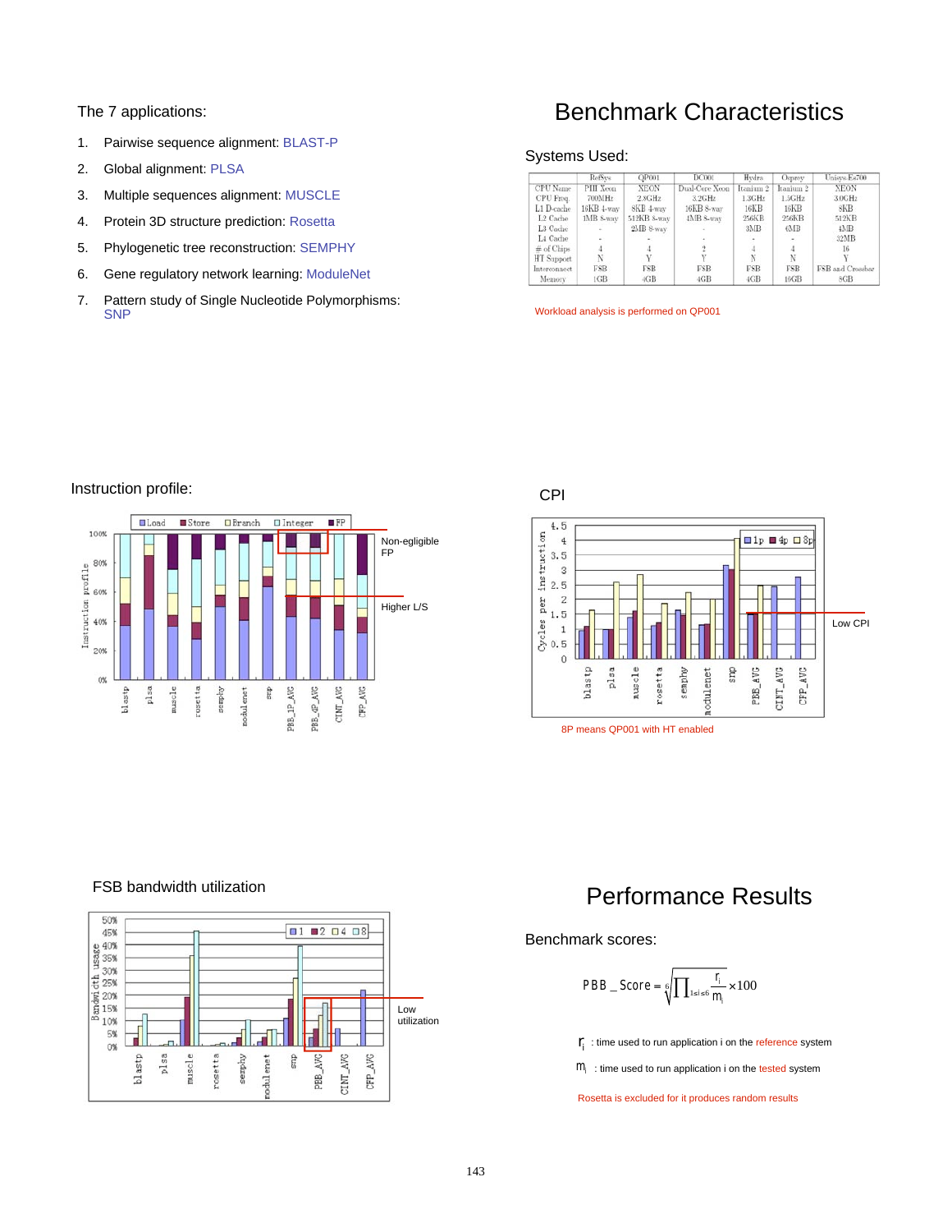The 7 applications:

1. Pairwise sequence alignment: BLAST-P
2. Global alignment: PLSA
3. Multiple sequences alignment: MUSCLE
4. Protein 3D structure prediction: Rosetta
5. Phylogenetic tree reconstruction: SEMPHY
6. Gene regulatory network learning: ModuleNet
7. Pattern study of Single Nucleotide Polymorphisms: SNP

# Benchmark Characteristics

Systems Used:

| | RefSys | QP001 | DC001 | Hydra | Osprey | Unisys Es700 |
|---|---|---|---|---|---|---|
| CPU Name | PIII Xeon | XEON | Dual-Core Xeon | Itanium 2 | Itanium 2 | XEON |
| CPU Freq. | 700MHz | 2.8GHz | 3.2GHz | 1.3GHz | 1.5GHz | 3.0GHz |
| L1 D-cache | 16KB 4-way | 8KB 4-way | 16KB 8-way | 16KB | 16KB | 8KB |
| L2 Cache | 1MB 8-way | 512KB 8-way | 4MB 8-way | 256KB | 256KB | 512KB |
| L3 Cache | - | 2MB 8-way | - | 3MB | 6MB | 4MB |
| L4 Cache | - | - | - | - | - | 32MB |
| # of Chips | 4 | 4 | 2 | 4 | 4 | 16 |
| HT Support | N | Y | Y | N | N | Y |
| Interconnect | FSB | FSB | FSB | FSB | FSB | FSB and Crossbar |
| Memory | 1GB | 4GB | 4GB | 4GB | 16GB | 8GB |

Workload analysis is performed on QP001

Instruction profile:

Non-egligible FP

Higher L/S

CPI

Low CPI

8P means QP001 with HT enabled

FSB bandwidth utilization

Low utilization

# Performance Results

Benchmark scores:

$$PBB\_Score = \sqrt[6]{\prod_{1 \le i \le 6} \frac{r_i}{m_i}} \times 100$$

$r_i$ : time used to run application i on the reference system

$m_i$ : time used to run application i on the tested system

Rosetta is excluded for it produces random results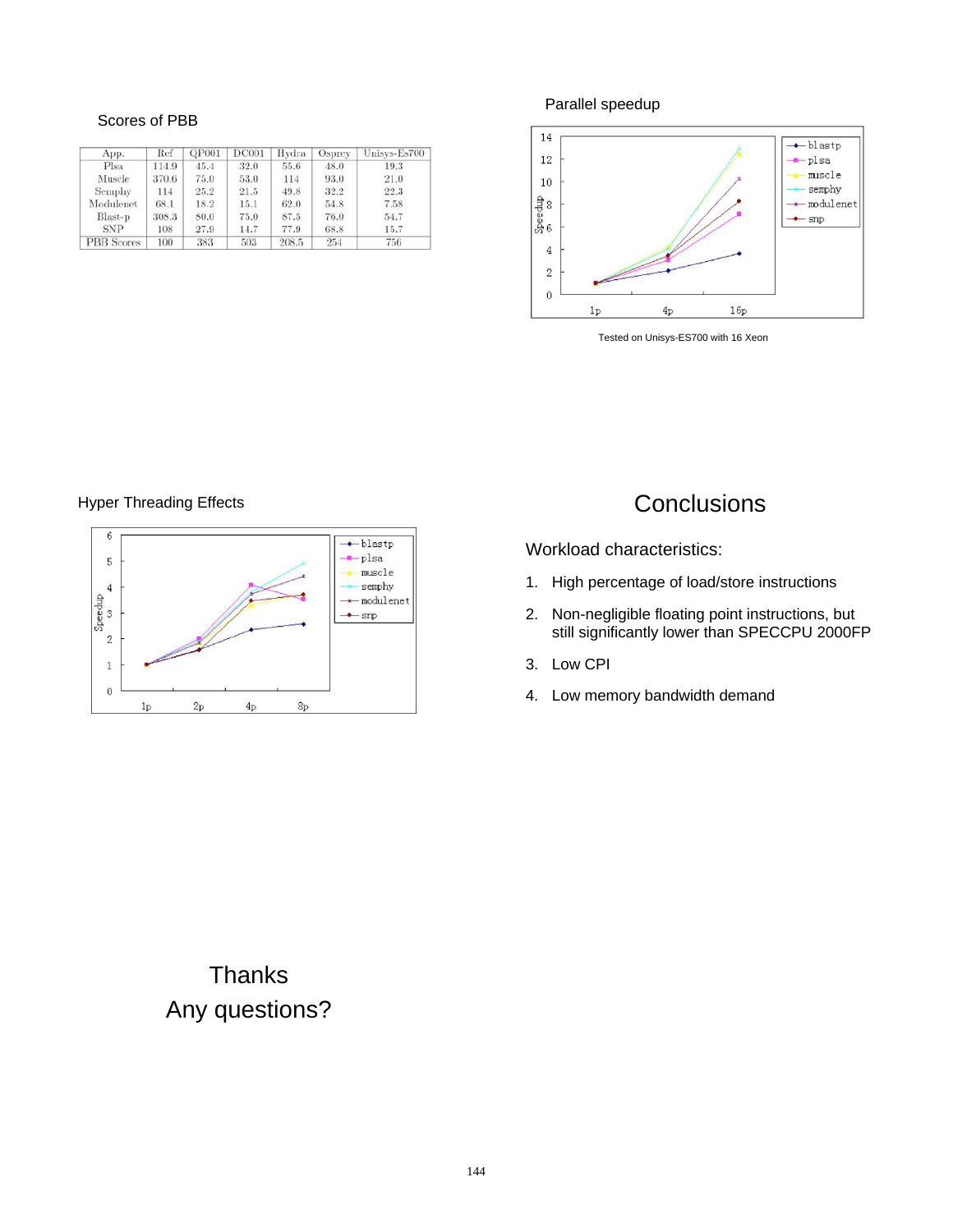Scores of PBB

| App. | Ref | QP001 | DC001 | Hydra | Osprey | Unisys-Es700 |
|---|---|---|---|---|---|---|
| Plsa | 114.9 | 45.4 | 32.0 | 55.6 | 48.0 | 19.3 |
| Muscle | 370.6 | 75.0 | 53.0 | 114 | 93.0 | 21.0 |
| Semphy | 114 | 25.2 | 21.5 | 49.8 | 32.2 | 22.3 |
| Modulenet | 68.1 | 18.2 | 15.1 | 62.0 | 54.8 | 7.58 |
| Blast-p | 308.3 | 80.0 | 75.0 | 87.5 | 76.0 | 54.7 |
| SNP | 108 | 27.9 | 14.7 | 77.9 | 68.8 | 15.7 |
| PBB Scores | 100 | 383 | 503 | 208.5 | 254 | 756 |

Parallel speedup

Speedup
14
12
10
8
6
4
2
0
1p
4p
16p
blastp
plsa
muscle
semphy
modulenet
snp

Tested on Unisys-ES700 with 16 Xeon

Hyper Threading Effects

Speedup
6
5
4
3
2
1
0
1p
2p
4p
8p
blastp
plsa
muscle
semphy
modulenet
snp

# Conclusions

Workload characteristics:

1. High percentage of load/store instructions
2. Non-negligible floating point instructions, but still significantly lower than SPECCPU 2000FP
3. Low CPI
4. Low memory bandwidth demand

Thanks
Any questions?